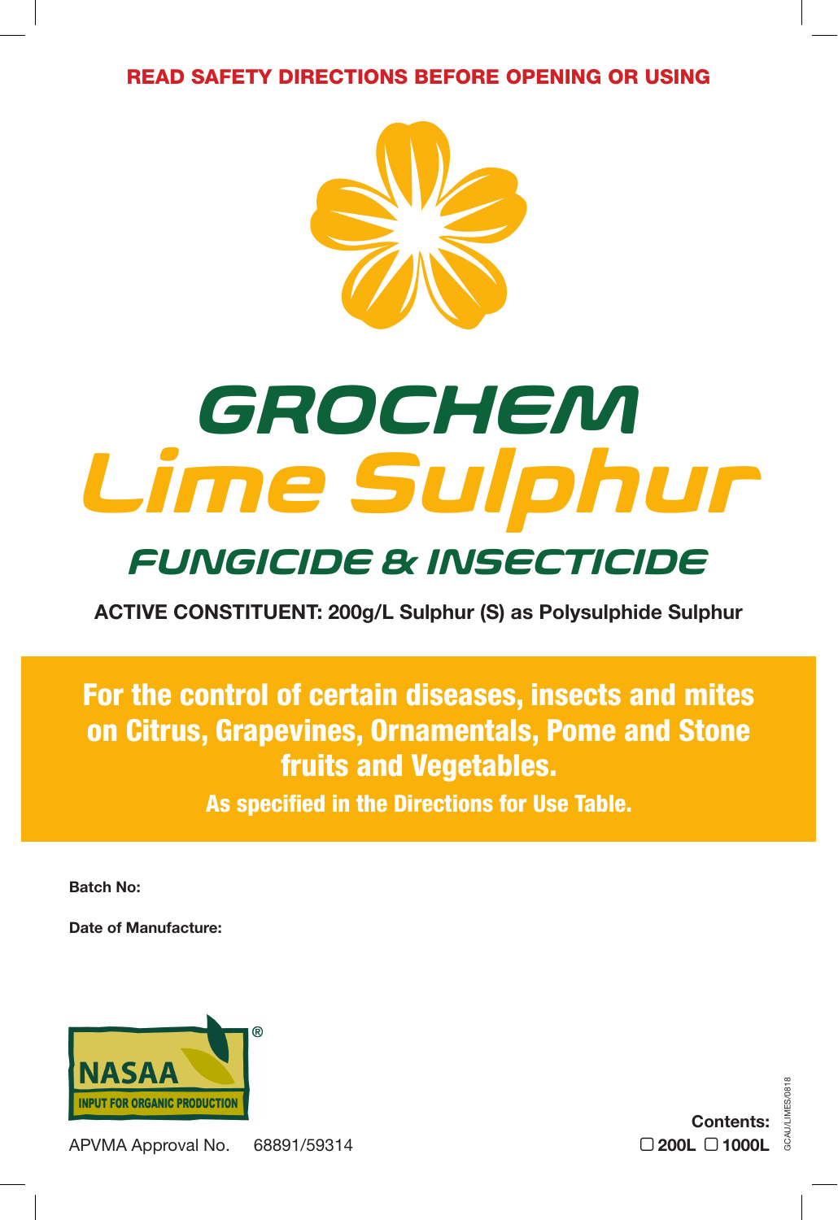**READ SAFETY DIRECTIONS BEFORE OPENING OR USING**

# GROCHEM Lime Sulphur

## FUNGICIDE & INSECTICIDE

**ACTIVE CONSTITUENT: 200g/L Sulphur (S) as Polysulphide Sulphur**

**For the control of certain diseases, insects and mites on Citrus, Grapevines, Ornamentals, Pome and Stone fruits and Vegetables.**

**As specified in the Directions for Use Table.**

**Batch No:**

**Date of Manufacture:**

NASAA® INPUT FOR ORGANIC PRODUCTION

APVMA Approval No. 68891/59314

**Contents:**
☐ **200L** ☐ **1000L**

GCAU/LIMES/0818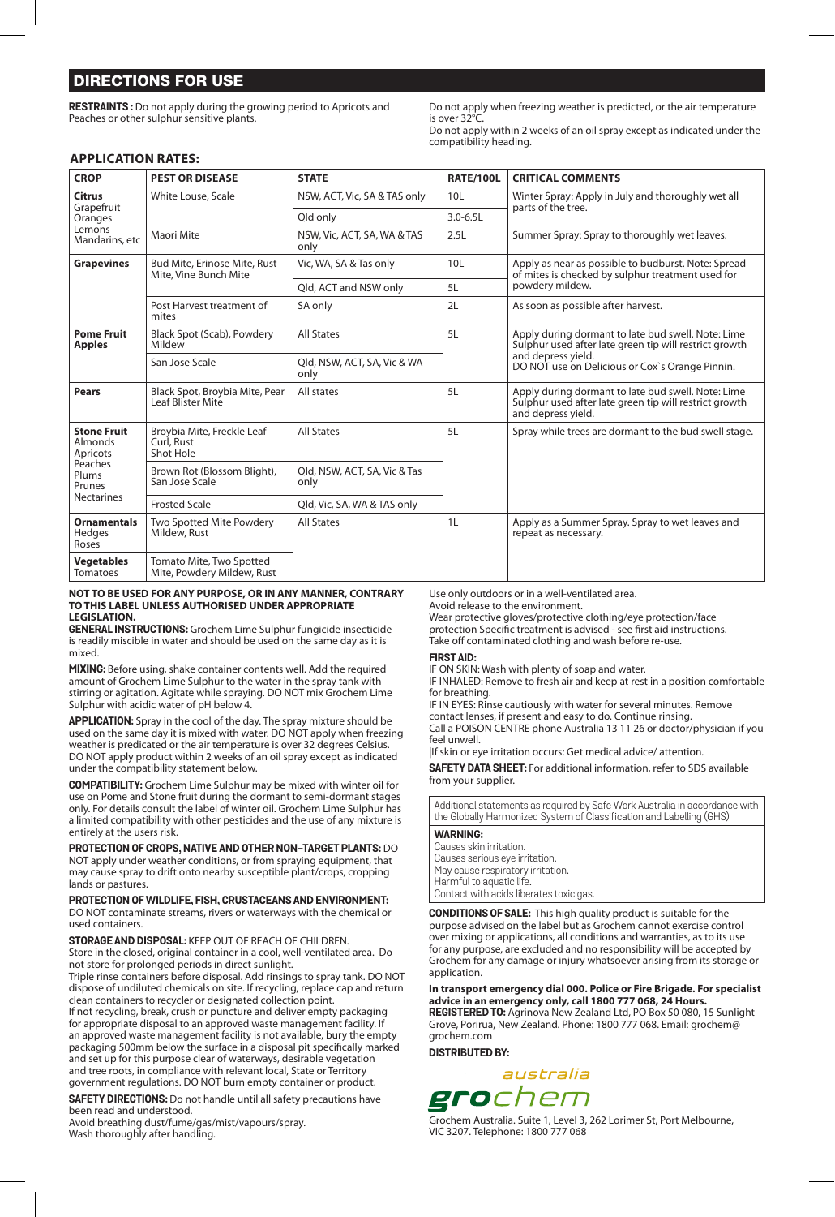## DIRECTIONS FOR USE

**RESTRAINTS :** Do not apply during the growing period to Apricots and Peaches or other sulphur sensitive plants.

Do not apply when freezing weather is predicted, or the air temperature is over 32°C.
Do not apply within 2 weeks of an oil spray except as indicated under the compatibility heading.

### APPLICATION RATES:

| CROP | PEST OR DISEASE | STATE | RATE/100L | CRITICAL COMMENTS |
|---|---|---|---|---|
| **Citrus** Grapefruit Oranges Lemons Mandarins, etc | White Louse, Scale | NSW, ACT, Vic, SA & TAS only | 10L | Winter Spray: Apply in July and thoroughly wet all parts of the tree. |
| | | Qld only | 3.0-6.5L | |
| | Maori Mite | NSW, Vic, ACT, SA, WA & TAS only | 2.5L | Summer Spray: Spray to thoroughly wet leaves. |
| **Grapevines** | Bud Mite, Erinose Mite, Rust Mite, Vine Bunch Mite | Vic, WA, SA & Tas only | 10L | Apply as near as possible to budburst. Note: Spread of mites is checked by sulphur treatment used for powdery mildew. |
| | | Qld, ACT and NSW only | 5L | |
| | Post Harvest treatment of mites | SA only | 2L | As soon as possible after harvest. |
| **Pome Fruit Apples** | Black Spot (Scab), Powdery Mildew | All States | 5L | Apply during dormant to late bud swell. Note: Lime Sulphur used after late green tip will restrict growth and depress yield. DO NOT use on Delicious or Cox`s Orange Pinnin. |
| | San Jose Scale | Qld, NSW, ACT, SA, Vic & WA only | | |
| **Pears** | Black Spot, Broybia Mite, Pear Leaf Blister Mite | All states | 5L | Apply during dormant to late bud swell. Note: Lime Sulphur used after late green tip will restrict growth and depress yield. |
| **Stone Fruit** Almonds Apricots Peaches Plums Prunes Nectarines | Broybia Mite, Freckle Leaf Curl, Rust Shot Hole | All States | 5L | Spray while trees are dormant to the bud swell stage. |
| | Brown Rot (Blossom Blight), San Jose Scale | Qld, NSW, ACT, SA, Vic & Tas only | | |
| | Frosted Scale | Qld, Vic, SA, WA & TAS only | | |
| **Ornamentals** Hedges Roses | Two Spotted Mite Powdery Mildew, Rust | All States | 1L | Apply as a Summer Spray. Spray to wet leaves and repeat as necessary. |
| **Vegetables** Tomatoes | Tomato Mite, Two Spotted Mite, Powdery Mildew, Rust | | | |

**NOT TO BE USED FOR ANY PURPOSE, OR IN ANY MANNER, CONTRARY TO THIS LABEL UNLESS AUTHORISED UNDER APPROPRIATE LEGISLATION.**

**GENERAL INSTRUCTIONS:** Grochem Lime Sulphur fungicide insecticide is readily miscible in water and should be used on the same day as it is mixed.

**MIXING:** Before using, shake container contents well. Add the required amount of Grochem Lime Sulphur to the water in the spray tank with stirring or agitation. Agitate while spraying. DO NOT mix Grochem Lime Sulphur with acidic water of pH below 4.

**APPLICATION:** Spray in the cool of the day. The spray mixture should be used on the same day it is mixed with water. DO NOT apply when freezing weather is predicated or the air temperature is over 32 degrees Celsius. DO NOT apply product within 2 weeks of an oil spray except as indicated under the compatibility statement below.

**COMPATIBILITY:** Grochem Lime Sulphur may be mixed with winter oil for use on Pome and Stone fruit during the dormant to semi-dormant stages only. For details consult the label of winter oil. Grochem Lime Sulphur has a limited compatibility with other pesticides and the use of any mixture is entirely at the users risk.

**PROTECTION OF CROPS, NATIVE AND OTHER NON–TARGET PLANTS:** DO NOT apply under weather conditions, or from spraying equipment, that may cause spray to drift onto nearby susceptible plant/crops, cropping lands or pastures.

**PROTECTION OF WILDLIFE, FISH, CRUSTACEANS AND ENVIRONMENT:** DO NOT contaminate streams, rivers or waterways with the chemical or used containers.

**STORAGE AND DISPOSAL:** KEEP OUT OF REACH OF CHILDREN.
Store in the closed, original container in a cool, well-ventilated area. Do not store for prolonged periods in direct sunlight.
Triple rinse containers before disposal. Add rinsings to spray tank. DO NOT dispose of undiluted chemicals on site. If recycling, replace cap and return clean containers to recycler or designated collection point.
If not recycling, break, crush or puncture and deliver empty packaging for appropriate disposal to an approved waste management facility. If an approved waste management facility is not available, bury the empty packaging 500mm below the surface in a disposal pit specifically marked and set up for this purpose clear of waterways, desirable vegetation and tree roots, in compliance with relevant local, State or Territory government regulations. DO NOT burn empty container or product.

**SAFETY DIRECTIONS:** Do not handle until all safety precautions have been read and understood.
Avoid breathing dust/fume/gas/mist/vapours/spray.
Wash thoroughly after handling.
Use only outdoors or in a well-ventilated area.
Avoid release to the environment.
Wear protective gloves/protective clothing/eye protection/face protection Specific treatment is advised - see first aid instructions.
Take off contaminated clothing and wash before re-use.

**FIRST AID:**
IF ON SKIN: Wash with plenty of soap and water.
IF INHALED: Remove to fresh air and keep at rest in a position comfortable for breathing.
IF IN EYES: Rinse cautiously with water for several minutes. Remove contact lenses, if present and easy to do. Continue rinsing.
Call a POISON CENTRE phone Australia 13 11 26 or doctor/physician if you feel unwell.
|If skin or eye irritation occurs: Get medical advice/ attention.

**SAFETY DATA SHEET:** For additional information, refer to SDS available from your supplier.

Additional statements as required by Safe Work Australia in accordance with the Globally Harmonized System of Classification and Labelling (GHS)

**WARNING:**
Causes skin irritation.
Causes serious eye irritation.
May cause respiratory irritation.
Harmful to aquatic life.
Contact with acids liberates toxic gas.

**CONDITIONS OF SALE:** This high quality product is suitable for the purpose advised on the label but as Grochem cannot exercise control over mixing or applications, all conditions and warranties, as to its use for any purpose, are excluded and no responsibility will be accepted by Grochem for any damage or injury whatsoever arising from its storage or application.

**In transport emergency dial 000. Police or Fire Brigade. For specialist advice in an emergency only, call 1800 777 068, 24 Hours.**

**REGISTERED TO:** Agrinova New Zealand Ltd, PO Box 50 080, 15 Sunlight Grove, Porirua, New Zealand. Phone: 1800 777 068. Email: grochem@grochem.com

**DISTRIBUTED BY:**

australia
grochem

Grochem Australia. Suite 1, Level 3, 262 Lorimer St, Port Melbourne, VIC 3207. Telephone: 1800 777 068